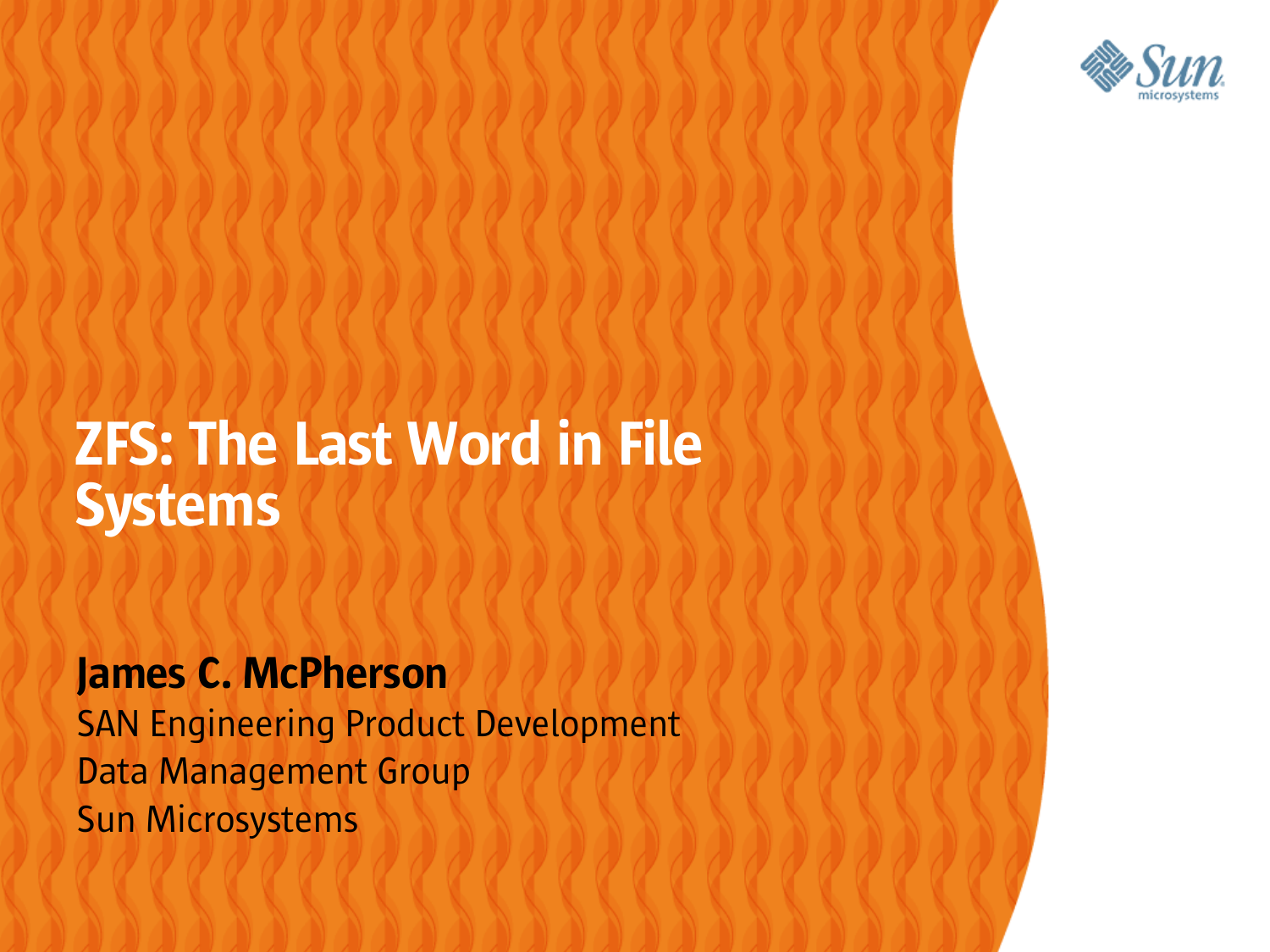# ZFS: The Last Word in File Systems

**James C. McPherson**
SAN Engineering Product Development
Data Management Group
Sun Microsystems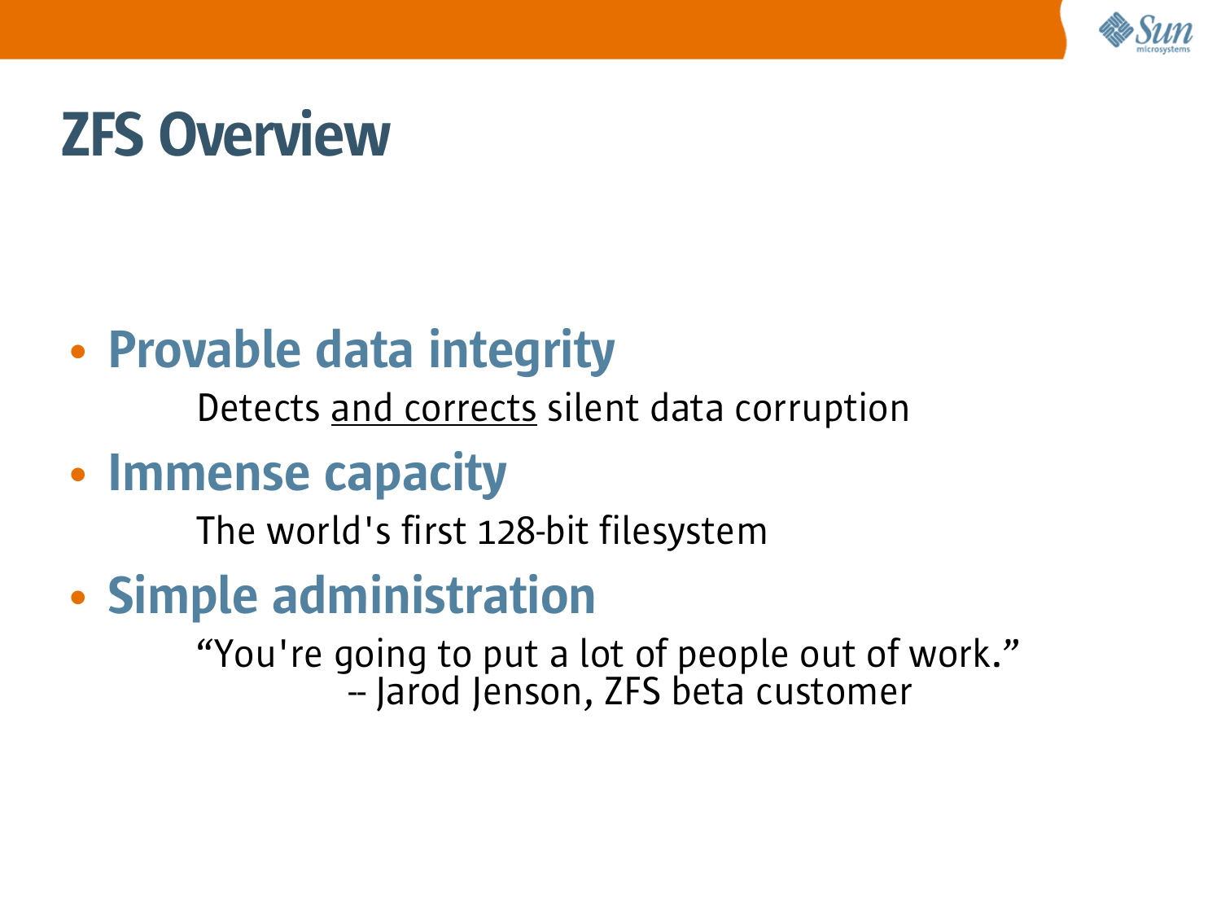# ZFS Overview

- **Provable data integrity**

  Detects <u>and corrects</u> silent data corruption

- **Immense capacity**

  The world's first 128-bit filesystem

- **Simple administration**

  “You're going to put a lot of people out of work.”
  -- Jarod Jenson, ZFS beta customer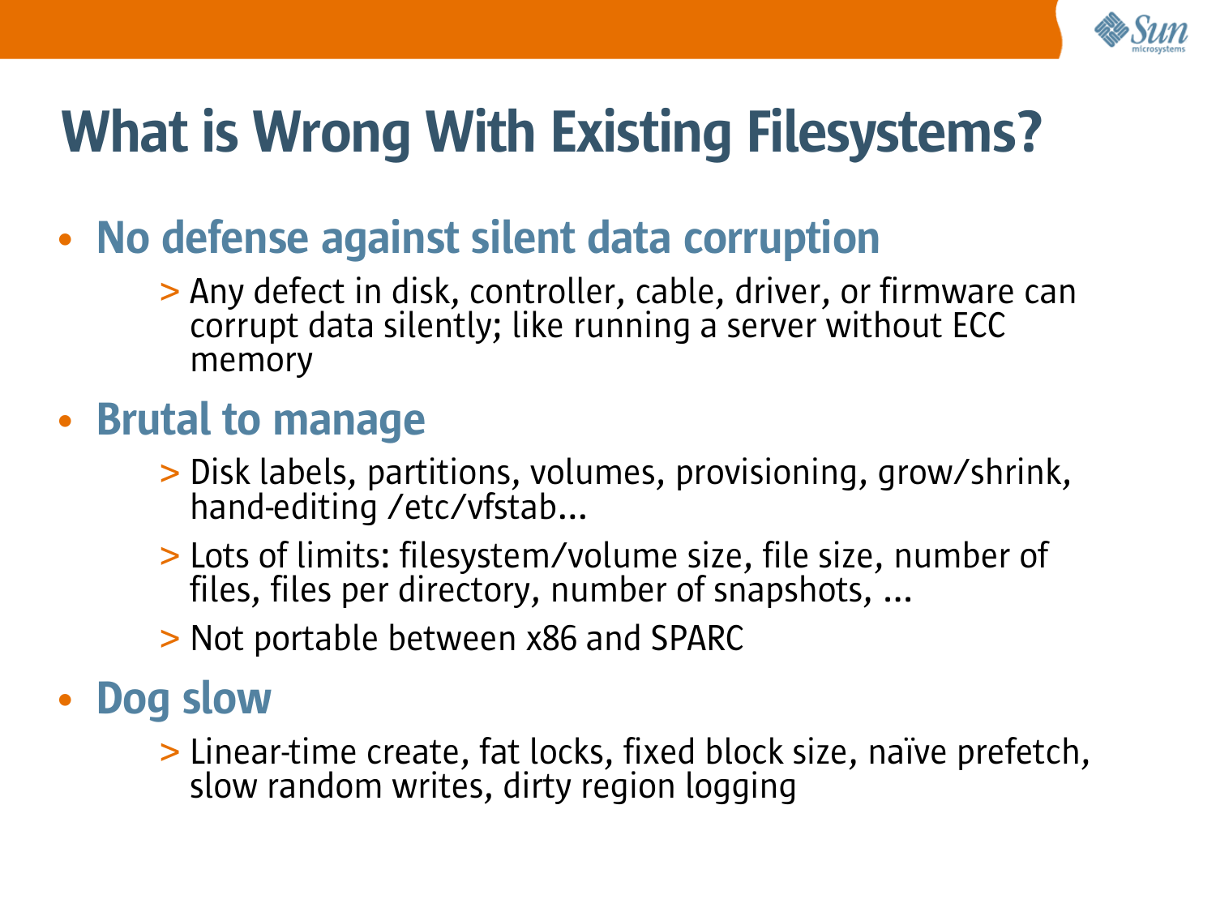# What is Wrong With Existing Filesystems?

- **No defense against silent data corruption**
  - Any defect in disk, controller, cable, driver, or firmware can corrupt data silently; like running a server without ECC memory
- **Brutal to manage**
  - Disk labels, partitions, volumes, provisioning, grow/shrink, hand-editing /etc/vfstab...
  - Lots of limits: filesystem/volume size, file size, number of files, files per directory, number of snapshots, ...
  - Not portable between x86 and SPARC
- **Dog slow**
  - Linear-time create, fat locks, fixed block size, naïve prefetch, slow random writes, dirty region logging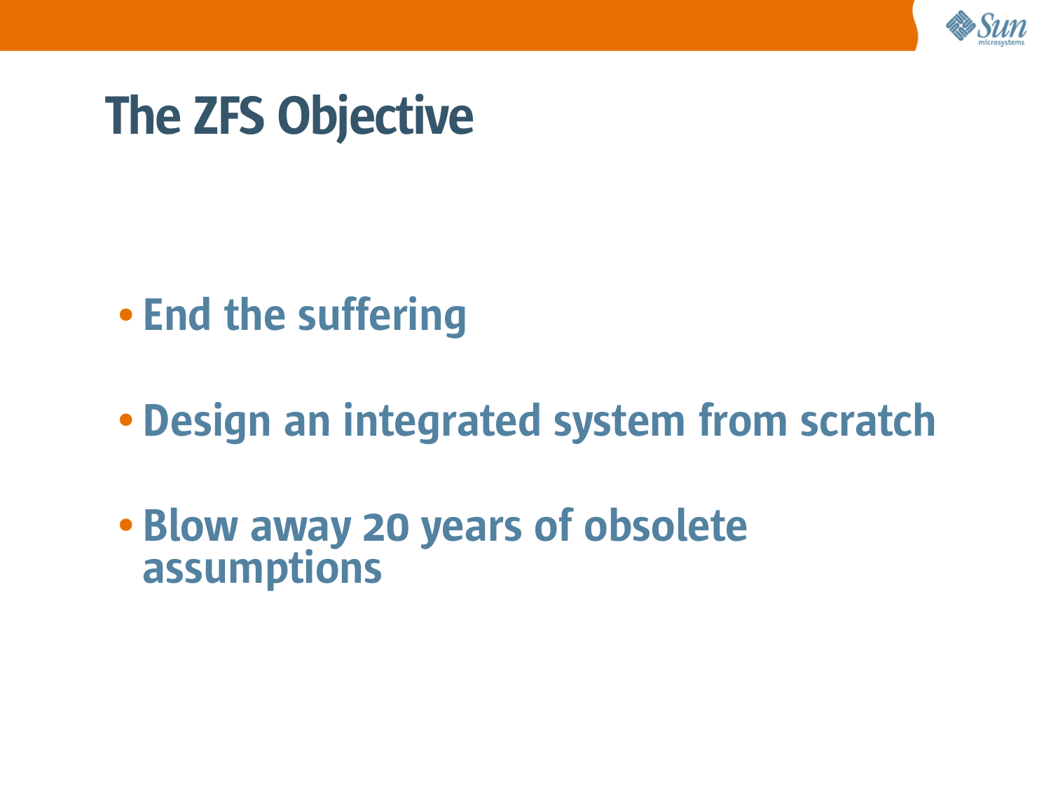# The ZFS Objective

- End the suffering
- Design an integrated system from scratch
- Blow away 20 years of obsolete assumptions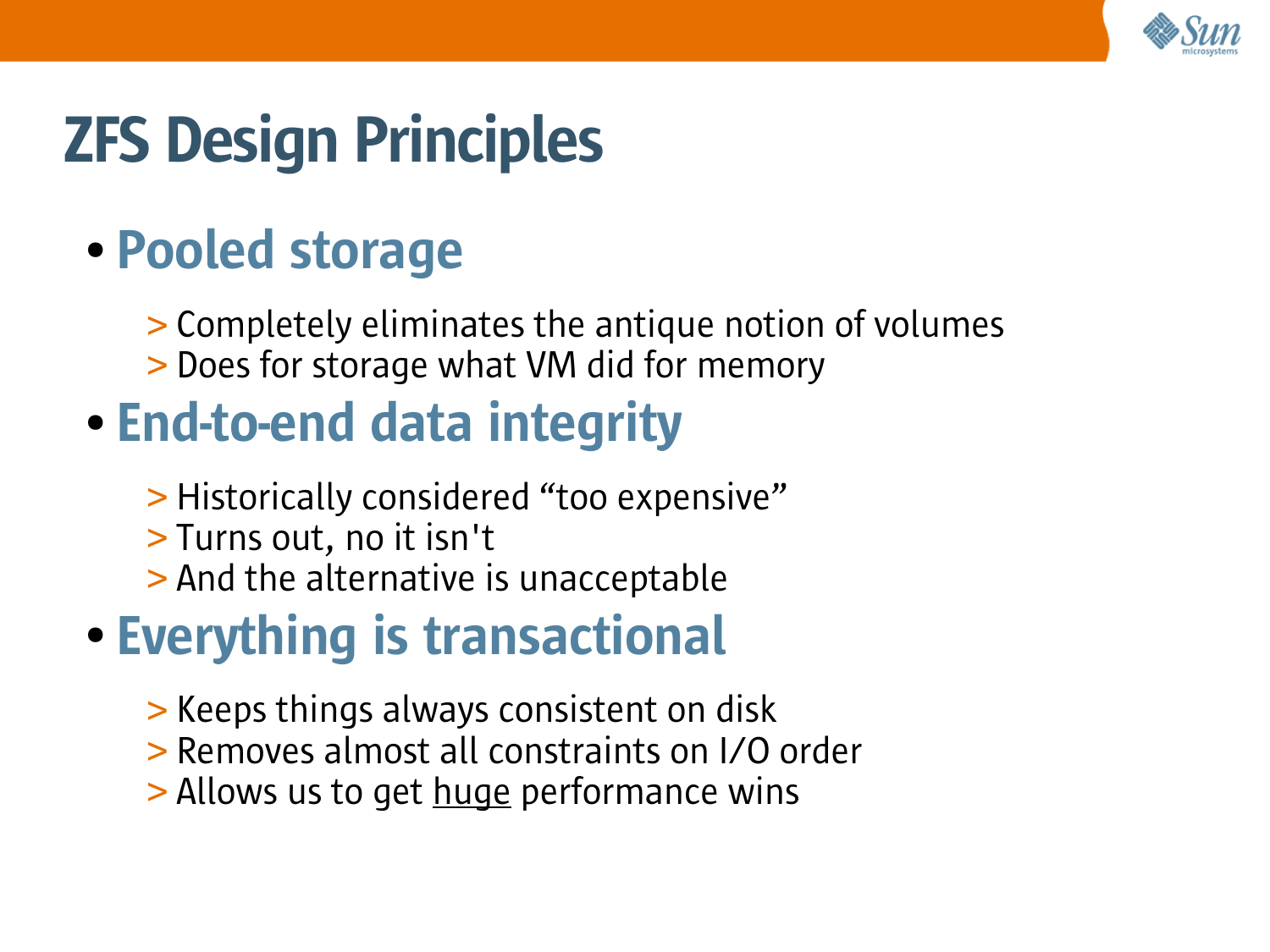# ZFS Design Principles

- **Pooled storage**
  - Completely eliminates the antique notion of volumes
  - Does for storage what VM did for memory
- **End-to-end data integrity**
  - Historically considered “too expensive”
  - Turns out, no it isn't
  - And the alternative is unacceptable
- **Everything is transactional**
  - Keeps things always consistent on disk
  - Removes almost all constraints on I/O order
  - Allows us to get <u>huge</u> performance wins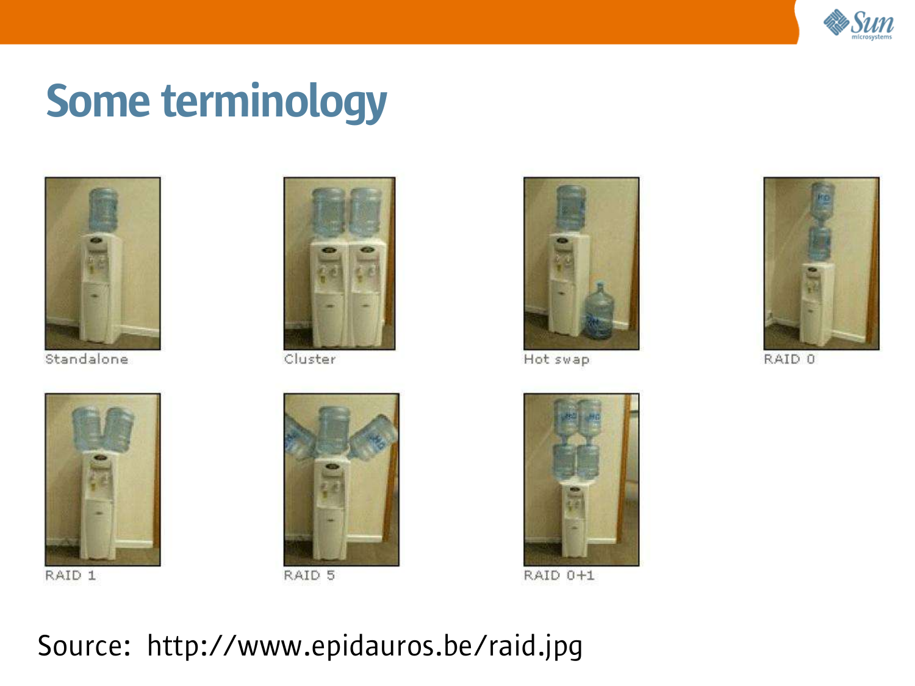# Some terminology

Standalone

Cluster

Hot swap

RAID 0

RAID 1

RAID 5

RAID 0+1

Source: http://www.epidauros.be/raid.jpg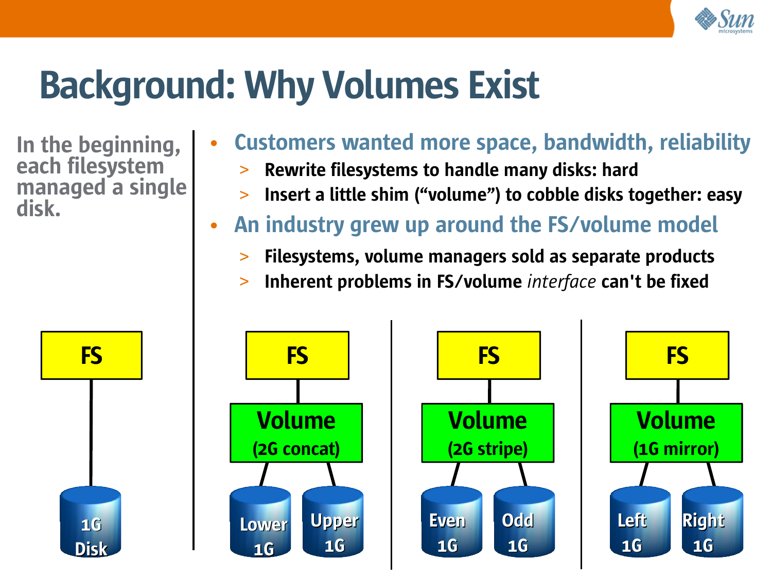# Background: Why Volumes Exist

In the beginning, each filesystem managed a single disk.

- Customers wanted more space, bandwidth, reliability
  - Rewrite filesystems to handle many disks: hard
  - Insert a little shim (“volume”) to cobble disks together: easy
- An industry grew up around the FS/volume model
  - Filesystems, volume managers sold as separate products
  - Inherent problems in FS/volume *interface* can't be fixed

FS — 1G Disk

FS — Volume (2G concat) — Lower 1G, Upper 1G

FS — Volume (2G stripe) — Even 1G, Odd 1G

FS — Volume (1G mirror) — Left 1G, Right 1G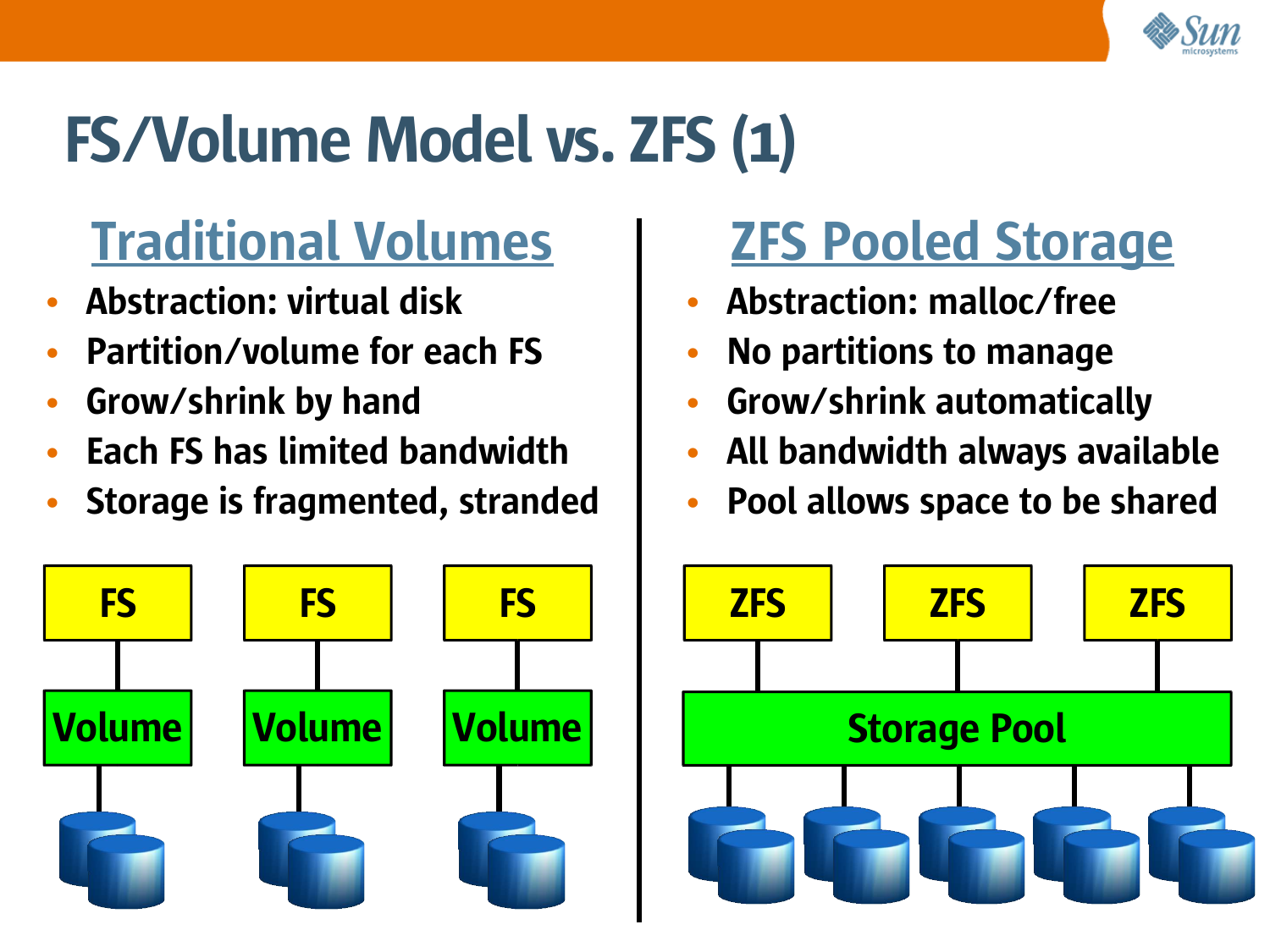# FS/Volume Model vs. ZFS (1)

## Traditional Volumes

- **Abstraction: virtual disk**
- **Partition/volume for each FS**
- **Grow/shrink by hand**
- **Each FS has limited bandwidth**
- **Storage is fragmented, stranded**

FS | FS | FS

Volume | Volume | Volume

## ZFS Pooled Storage

- **Abstraction: malloc/free**
- **No partitions to manage**
- **Grow/shrink automatically**
- **All bandwidth always available**
- **Pool allows space to be shared**

ZFS | ZFS | ZFS

Storage Pool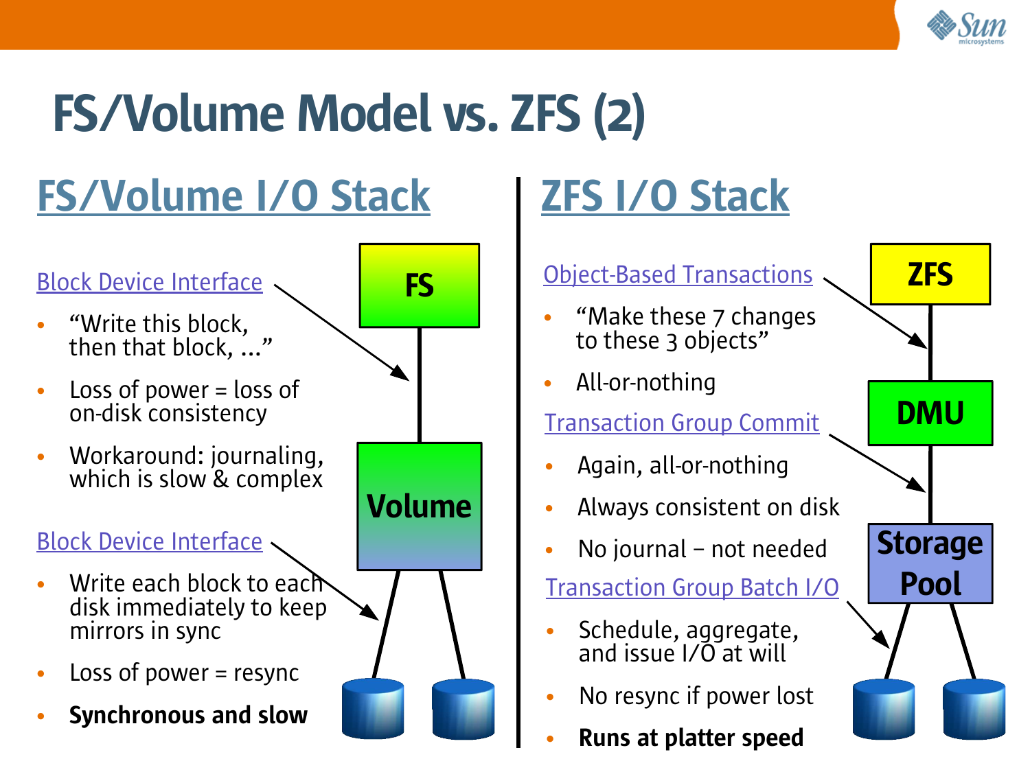# FS/Volume Model vs. ZFS (2)

## FS/Volume I/O Stack

Block Device Interface

- "Write this block, then that block, ..."
- Loss of power = loss of on-disk consistency
- Workaround: journaling, which is slow & complex

Block Device Interface

- Write each block to each disk immediately to keep mirrors in sync
- Loss of power = resync
- **Synchronous and slow**

FS

Volume

## ZFS I/O Stack

Object-Based Transactions

- "Make these 7 changes to these 3 objects"
- All-or-nothing

Transaction Group Commit

- Again, all-or-nothing
- Always consistent on disk
- No journal – not needed

Transaction Group Batch I/O

- Schedule, aggregate, and issue I/O at will
- No resync if power lost
- **Runs at platter speed**

ZFS

DMU

Storage Pool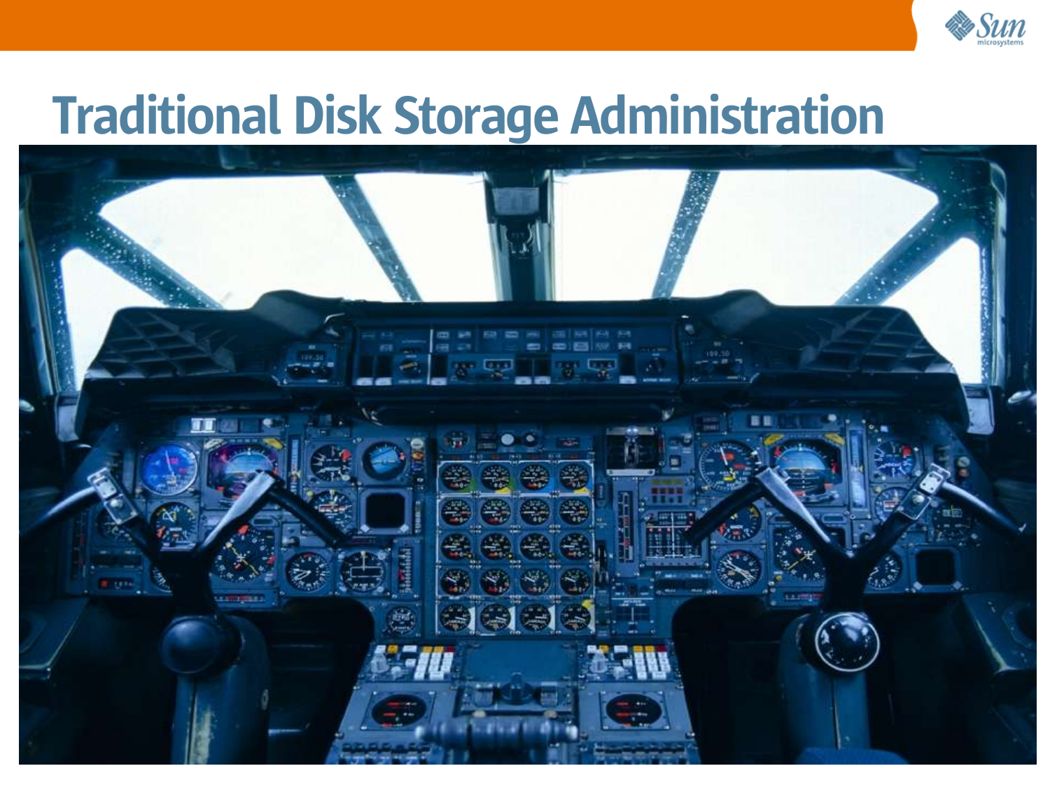# Traditional Disk Storage Administration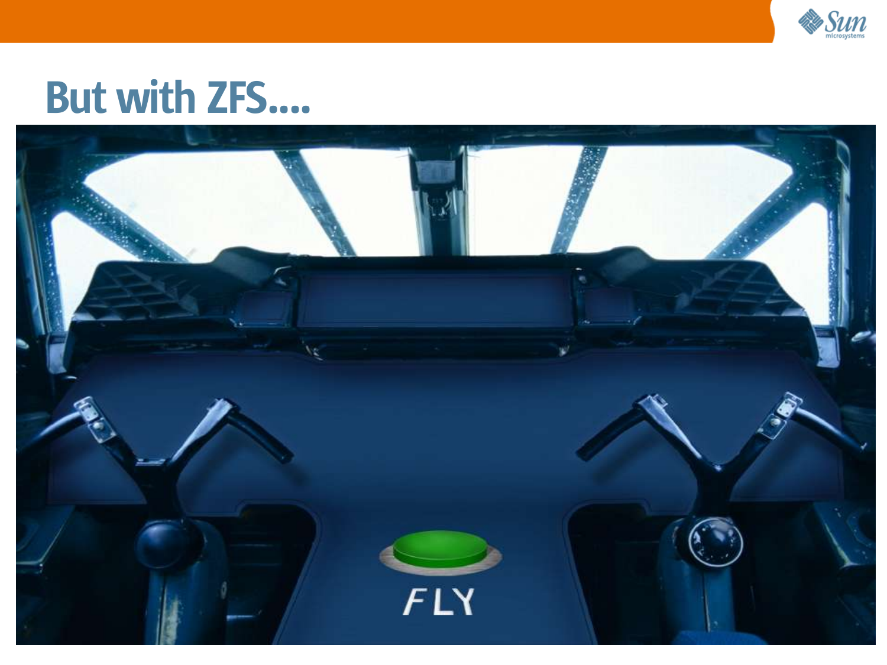# But with ZFS....

FLY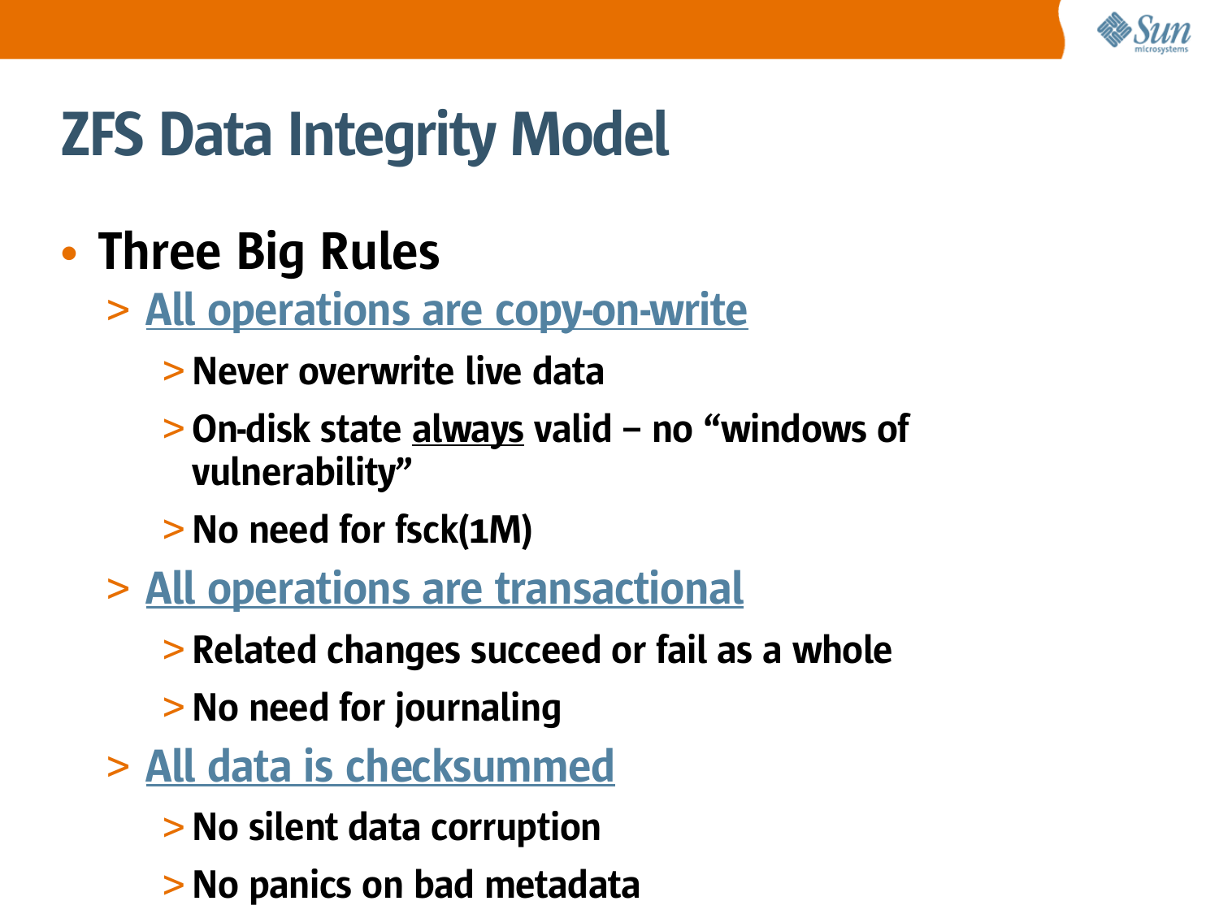# ZFS Data Integrity Model

- **Three Big Rules**
  - All operations are copy-on-write
    - Never overwrite live data
    - On-disk state always valid – no “windows of vulnerability”
    - No need for fsck(1M)
  - All operations are transactional
    - Related changes succeed or fail as a whole
    - No need for journaling
  - All data is checksummed
    - No silent data corruption
    - No panics on bad metadata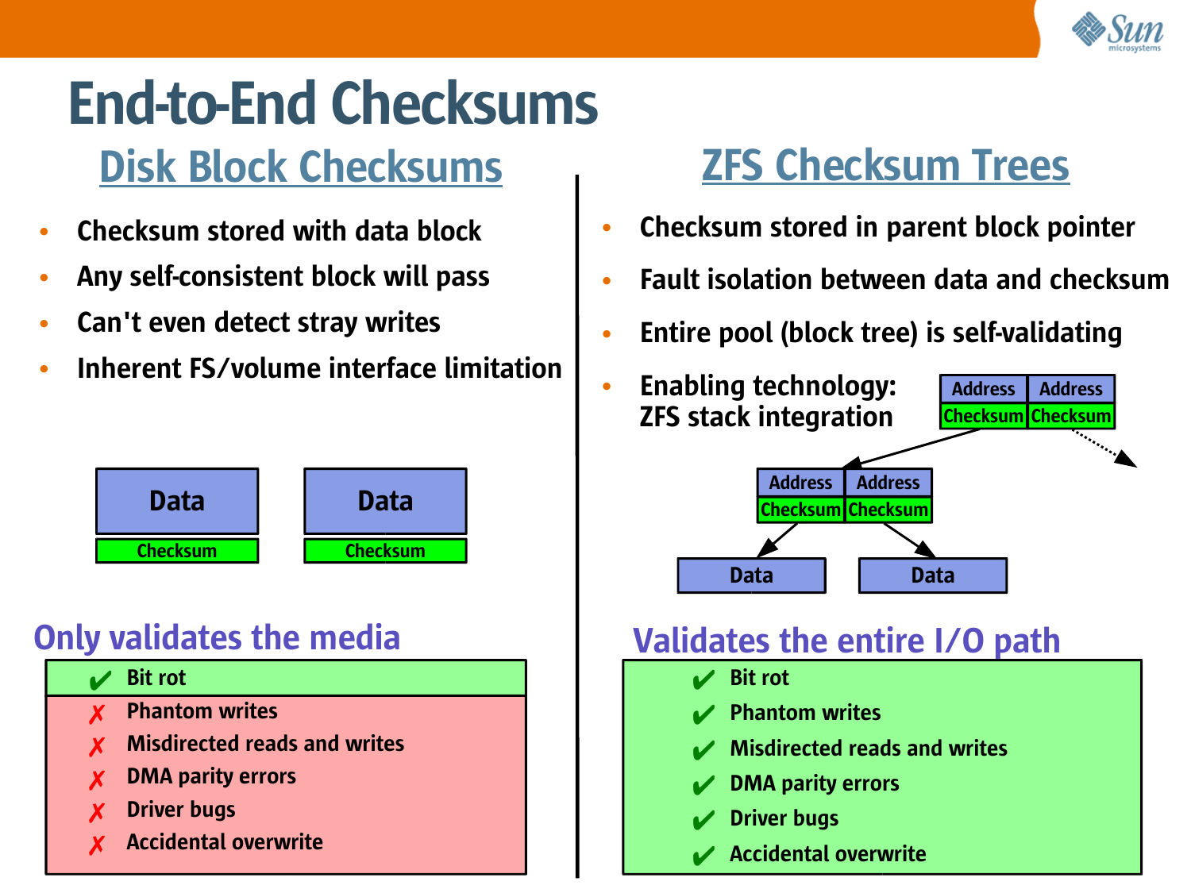# End-to-End Checksums

## Disk Block Checksums

- Checksum stored with data block
- Any self-consistent block will pass
- Can't even detect stray writes
- Inherent FS/volume interface limitation

Data | Data
Checksum | Checksum

### Only validates the media

- ✔ Bit rot
- ✗ Phantom writes
- ✗ Misdirected reads and writes
- ✗ DMA parity errors
- ✗ Driver bugs
- ✗ Accidental overwrite

## ZFS Checksum Trees

- Checksum stored in parent block pointer
- Fault isolation between data and checksum
- Entire pool (block tree) is self-validating
- Enabling technology: ZFS stack integration

Address | Address
Checksum | Checksum

Address | Address
Checksum | Checksum

Data | Data

### Validates the entire I/O path

- ✔ Bit rot
- ✔ Phantom writes
- ✔ Misdirected reads and writes
- ✔ DMA parity errors
- ✔ Driver bugs
- ✔ Accidental overwrite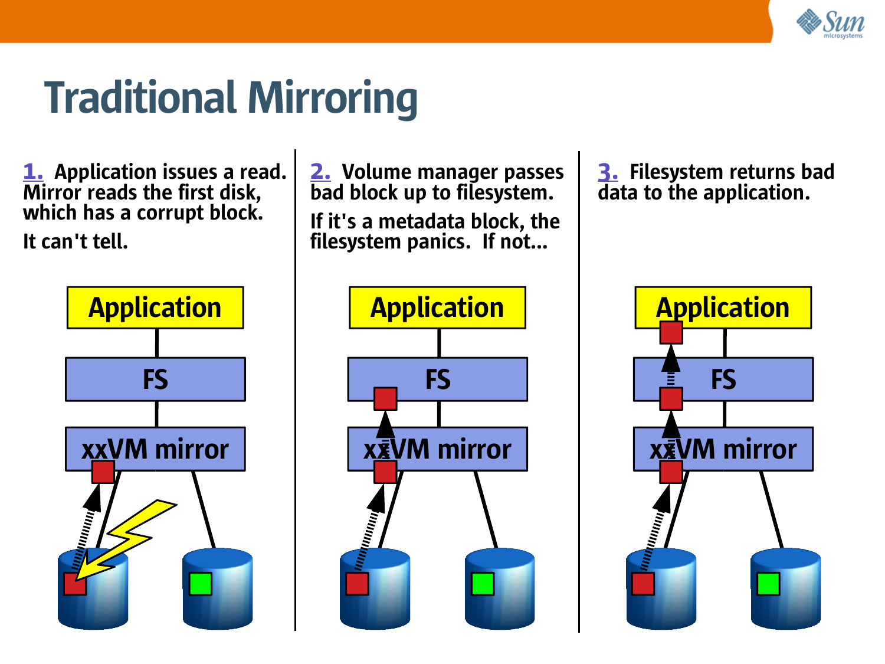# Traditional Mirroring

**1.** Application issues a read. Mirror reads the first disk, which has a corrupt block.

It can't tell.

**2.** Volume manager passes bad block up to filesystem.

If it's a metadata block, the filesystem panics. If not...

**3.** Filesystem returns bad data to the application.

Application

FS

xxVM mirror

Application

FS

xxVM mirror

Application

FS

xxVM mirror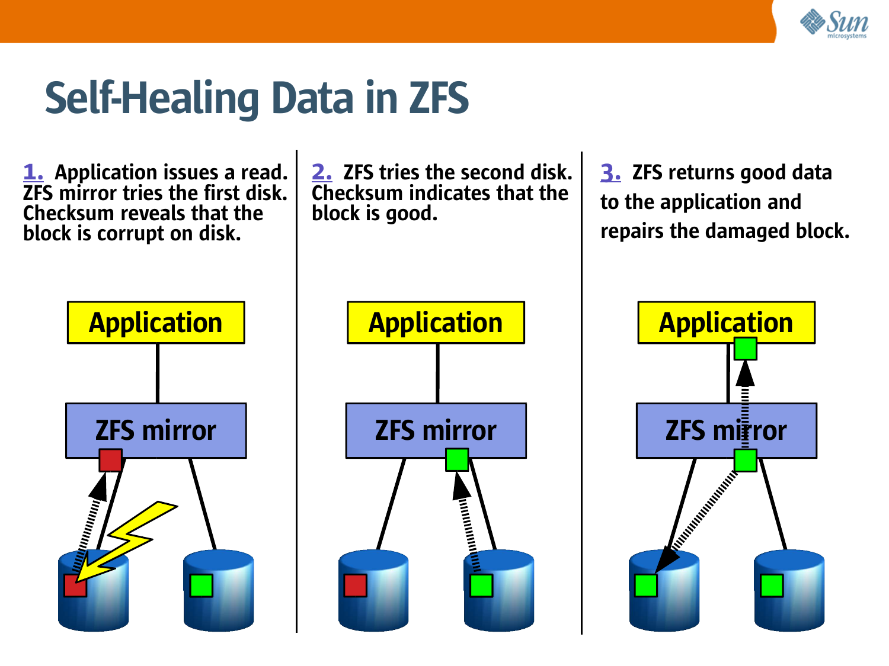# Self-Healing Data in ZFS

**1.** Application issues a read. ZFS mirror tries the first disk. Checksum reveals that the block is corrupt on disk.

Application

ZFS mirror

**2.** ZFS tries the second disk. Checksum indicates that the block is good.

Application

ZFS mirror

**3.** ZFS returns good data to the application and repairs the damaged block.

Application

ZFS mirror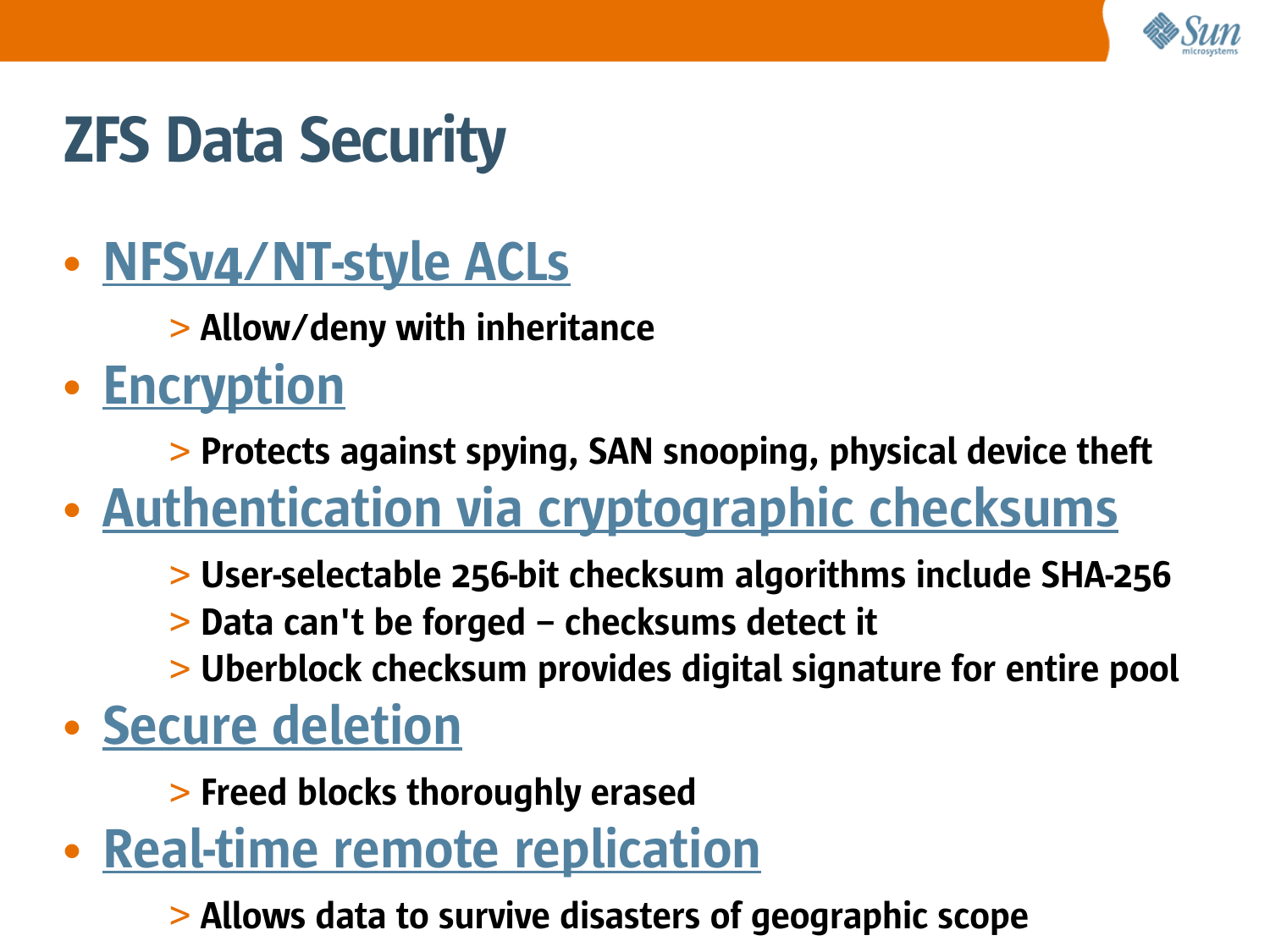# ZFS Data Security

- NFSv4/NT-style ACLs
  - Allow/deny with inheritance
- Encryption
  - Protects against spying, SAN snooping, physical device theft
- Authentication via cryptographic checksums
  - User-selectable 256-bit checksum algorithms include SHA-256
  - Data can't be forged – checksums detect it
  - Uberblock checksum provides digital signature for entire pool
- Secure deletion
  - Freed blocks thoroughly erased
- Real-time remote replication
  - Allows data to survive disasters of geographic scope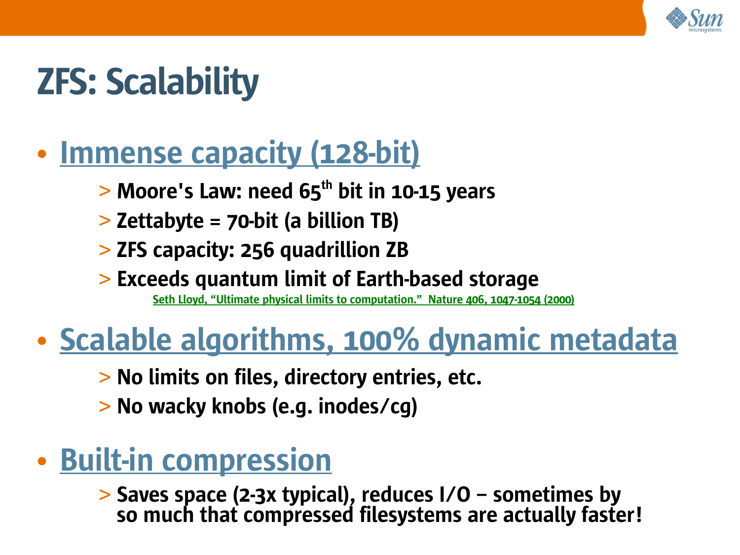# ZFS: Scalability

- **Immense capacity (128-bit)**
  - Moore's Law: need 65th bit in 10-15 years
  - Zettabyte = 70-bit (a billion TB)
  - ZFS capacity: 256 quadrillion ZB
  - Exceeds quantum limit of Earth-based storage

    Seth Lloyd, "Ultimate physical limits to computation." Nature 406, 1047-1054 (2000)

- **Scalable algorithms, 100% dynamic metadata**
  - No limits on files, directory entries, etc.
  - No wacky knobs (e.g. inodes/cg)

- **Built-in compression**
  - Saves space (2-3x typical), reduces I/O – sometimes by so much that compressed filesystems are actually faster!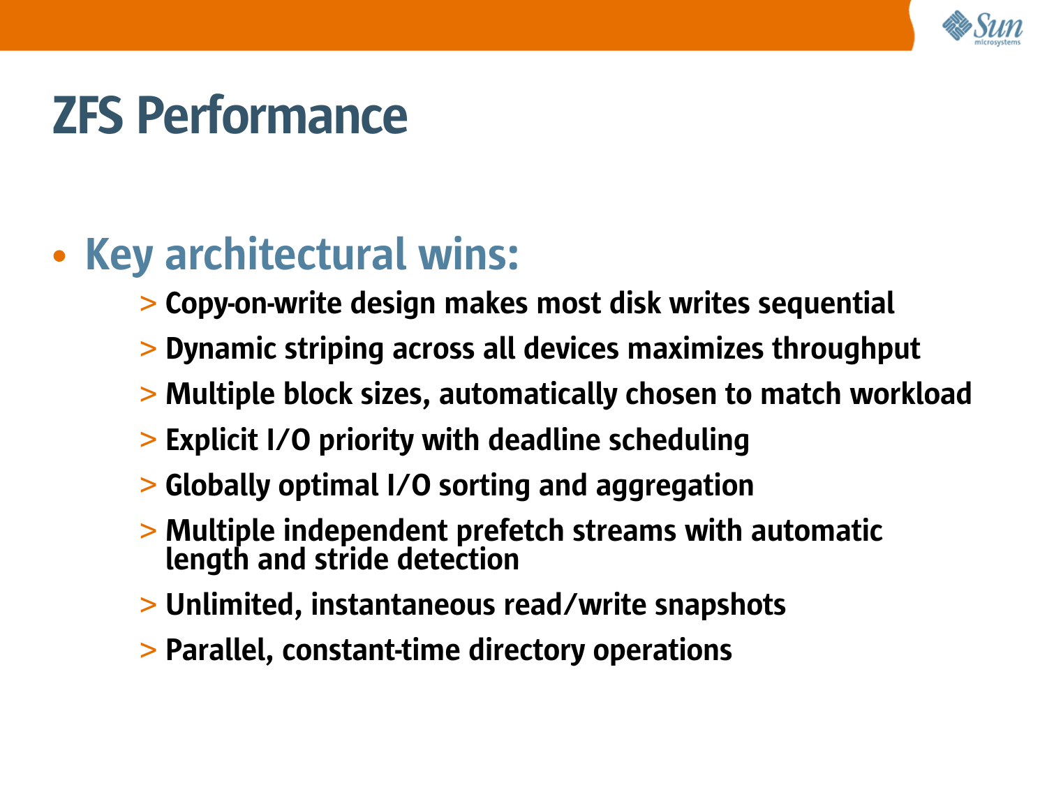# ZFS Performance

- **Key architectural wins:**
  - Copy-on-write design makes most disk writes sequential
  - Dynamic striping across all devices maximizes throughput
  - Multiple block sizes, automatically chosen to match workload
  - Explicit I/O priority with deadline scheduling
  - Globally optimal I/O sorting and aggregation
  - Multiple independent prefetch streams with automatic length and stride detection
  - Unlimited, instantaneous read/write snapshots
  - Parallel, constant-time directory operations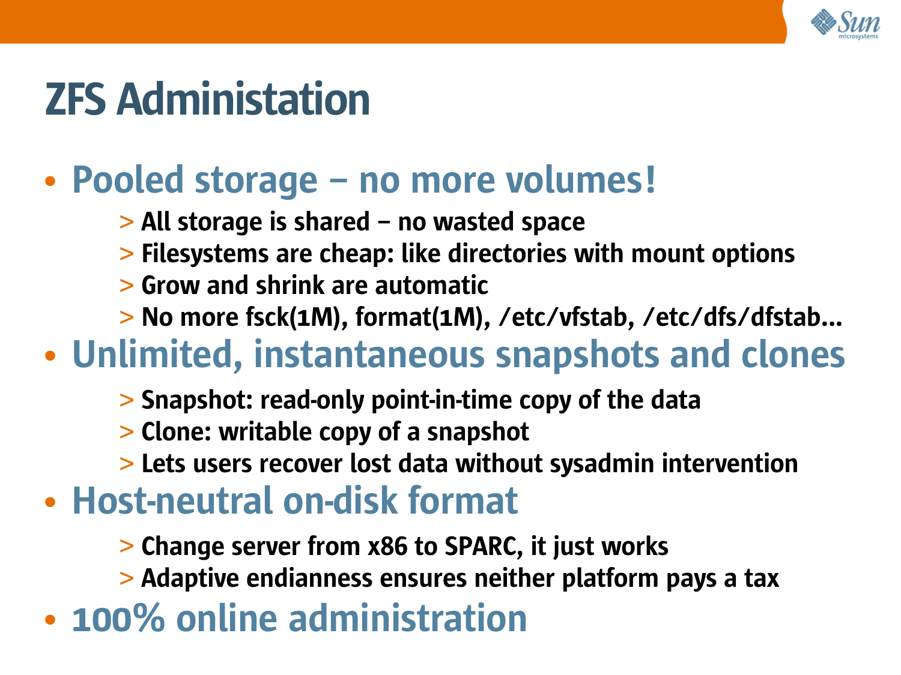# ZFS Administation

- **Pooled storage – no more volumes!**
  - All storage is shared – no wasted space
  - Filesystems are cheap: like directories with mount options
  - Grow and shrink are automatic
  - No more fsck(1M), format(1M), /etc/vfstab, /etc/dfs/dfstab...
- **Unlimited, instantaneous snapshots and clones**
  - Snapshot: read-only point-in-time copy of the data
  - Clone: writable copy of a snapshot
  - Lets users recover lost data without sysadmin intervention
- **Host-neutral on-disk format**
  - Change server from x86 to SPARC, it just works
  - Adaptive endianness ensures neither platform pays a tax
- **100% online administration**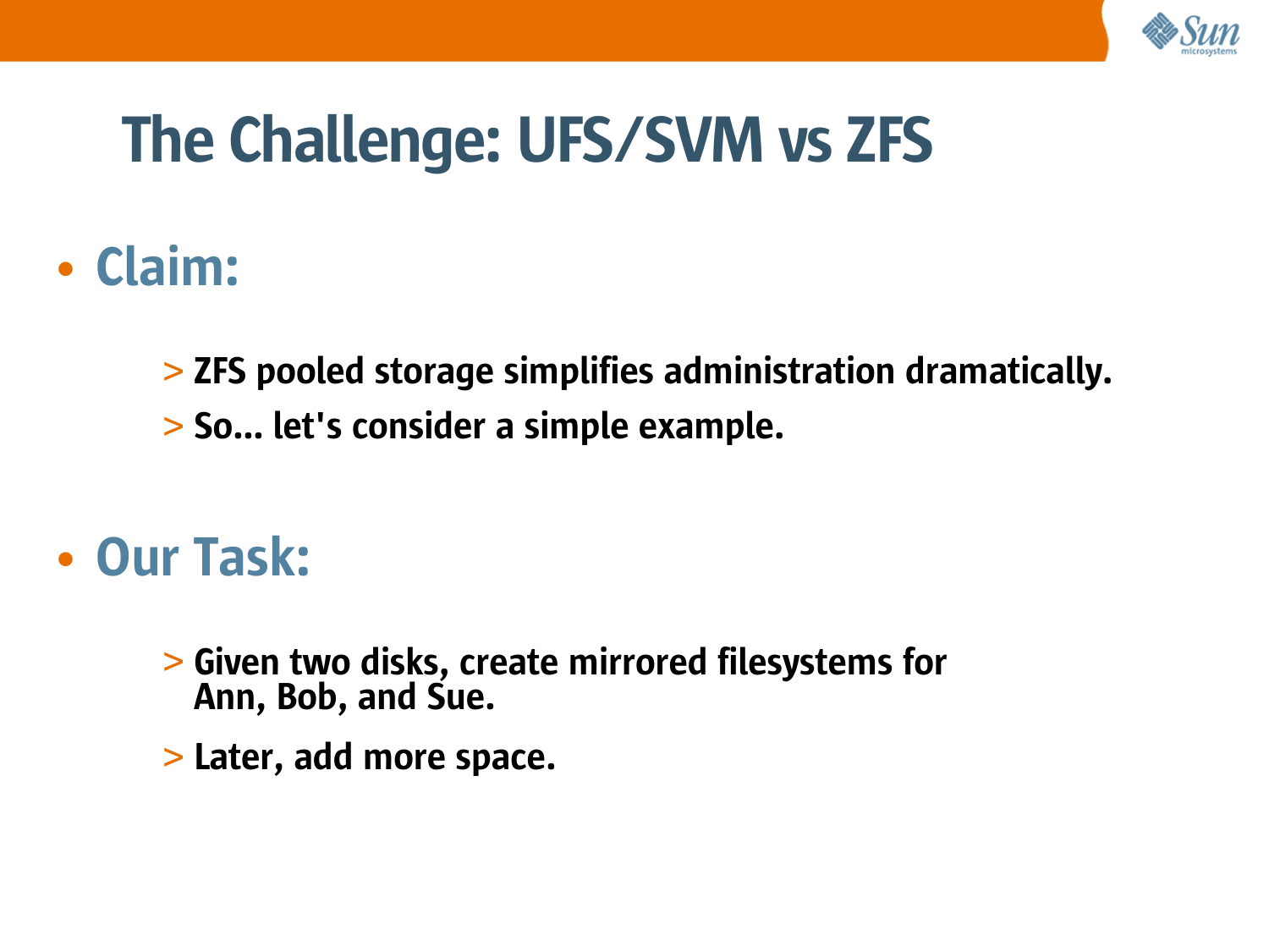# The Challenge: UFS/SVM vs ZFS

- **Claim:**
  - ZFS pooled storage simplifies administration dramatically.
  - So... let's consider a simple example.

- **Our Task:**
  - Given two disks, create mirrored filesystems for Ann, Bob, and Sue.
  - Later, add more space.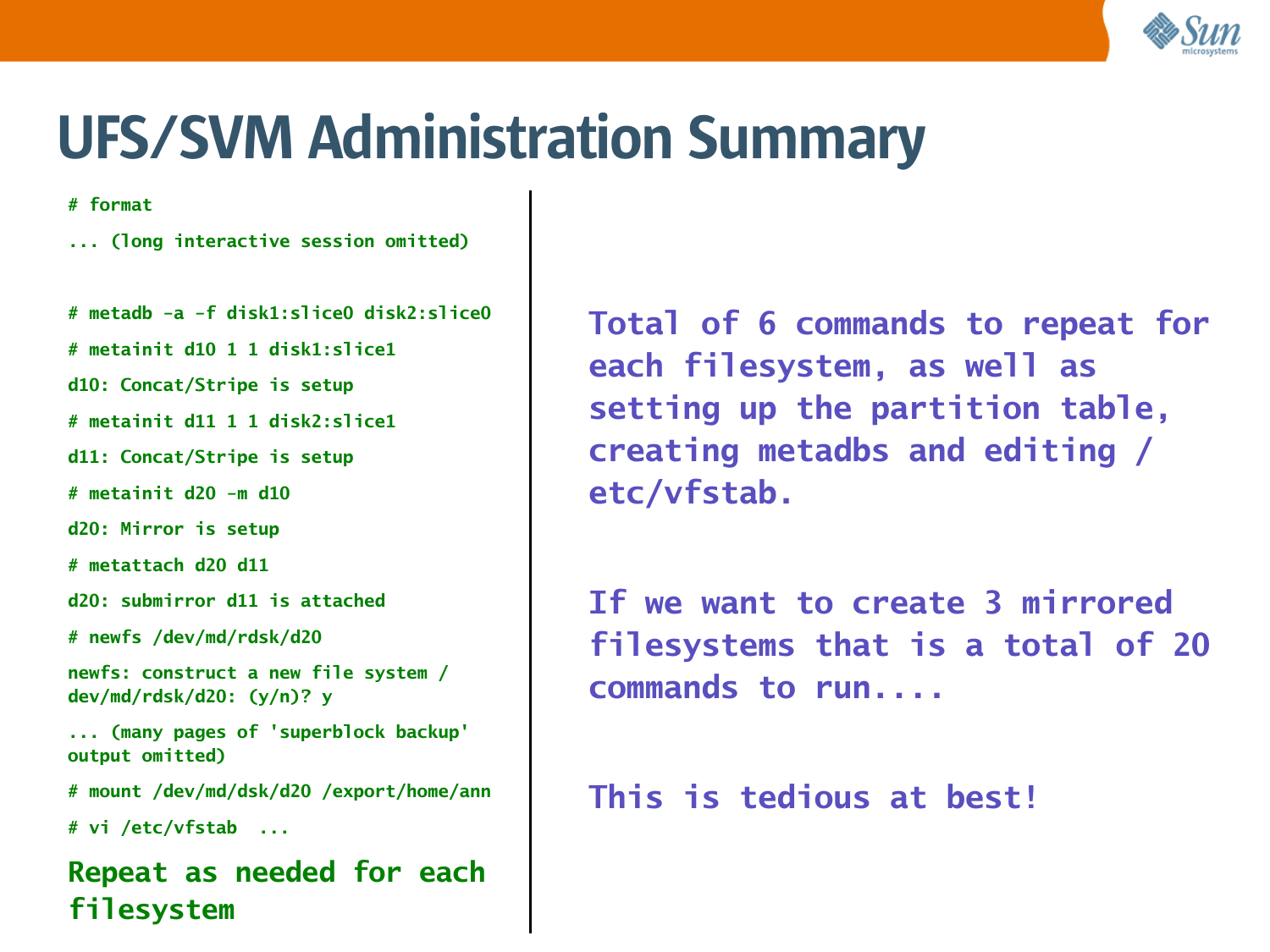# UFS/SVM Administration Summary

```
# format
... (long interactive session omitted)

# metadb -a -f disk1:slice0 disk2:slice0
# metainit d10 1 1 disk1:slice1
d10: Concat/Stripe is setup
# metainit d11 1 1 disk2:slice1
d11: Concat/Stripe is setup
# metainit d20 -m d10
d20: Mirror is setup
# metattach d20 d11
d20: submirror d11 is attached
# newfs /dev/md/rdsk/d20
newfs: construct a new file system /
dev/md/rdsk/d20: (y/n)? y
... (many pages of 'superblock backup'
output omitted)
# mount /dev/md/dsk/d20 /export/home/ann
# vi /etc/vfstab  ...
```

**Repeat as needed for each filesystem**

Total of 6 commands to repeat for each filesystem, as well as setting up the partition table, creating metadbs and editing /etc/vfstab.

If we want to create 3 mirrored filesystems that is a total of 20 commands to run....

This is tedious at best!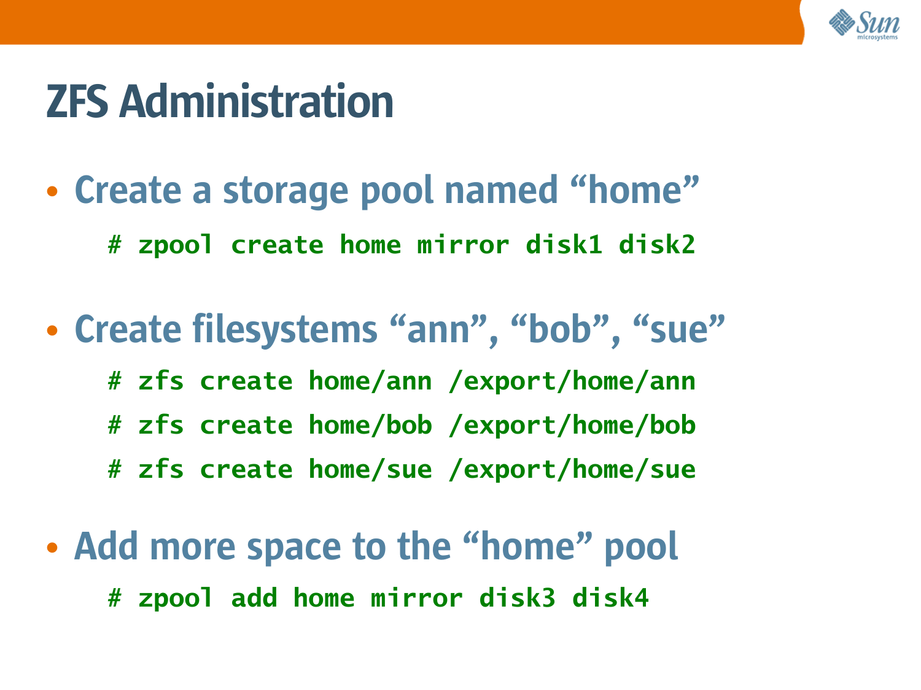# ZFS Administration

- Create a storage pool named "home"

```
# zpool create home mirror disk1 disk2
```

- Create filesystems "ann", "bob", "sue"

```
# zfs create home/ann /export/home/ann
# zfs create home/bob /export/home/bob
# zfs create home/sue /export/home/sue
```

- Add more space to the "home" pool

```
# zpool add home mirror disk3 disk4
```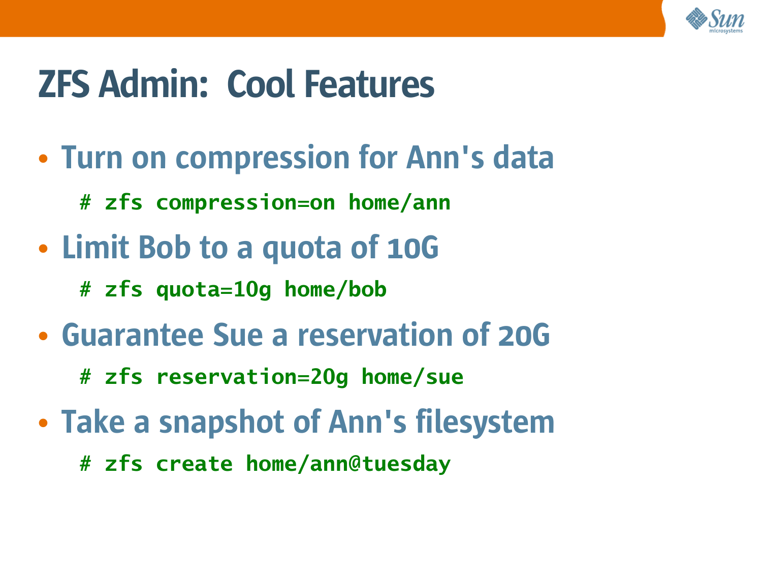# ZFS Admin: Cool Features

- Turn on compression for Ann's data

```
# zfs compression=on home/ann
```

- Limit Bob to a quota of 10G

```
# zfs quota=10g home/bob
```

- Guarantee Sue a reservation of 20G

```
# zfs reservation=20g home/sue
```

- Take a snapshot of Ann's filesystem

```
# zfs create home/ann@tuesday
```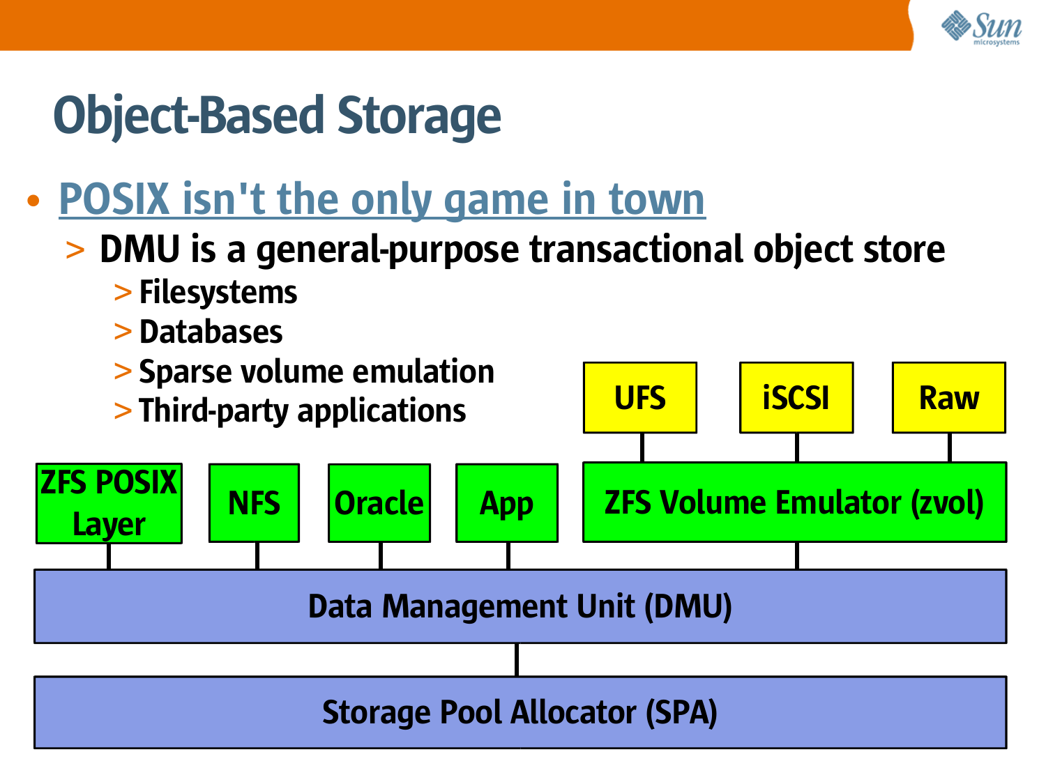# Object-Based Storage

- POSIX isn't the only game in town
  - DMU is a general-purpose transactional object store
    - Filesystems
    - Databases
    - Sparse volume emulation
    - Third-party applications

UFS | iSCSI | Raw

ZFS POSIX Layer | NFS | Oracle | App | ZFS Volume Emulator (zvol)

Data Management Unit (DMU)

Storage Pool Allocator (SPA)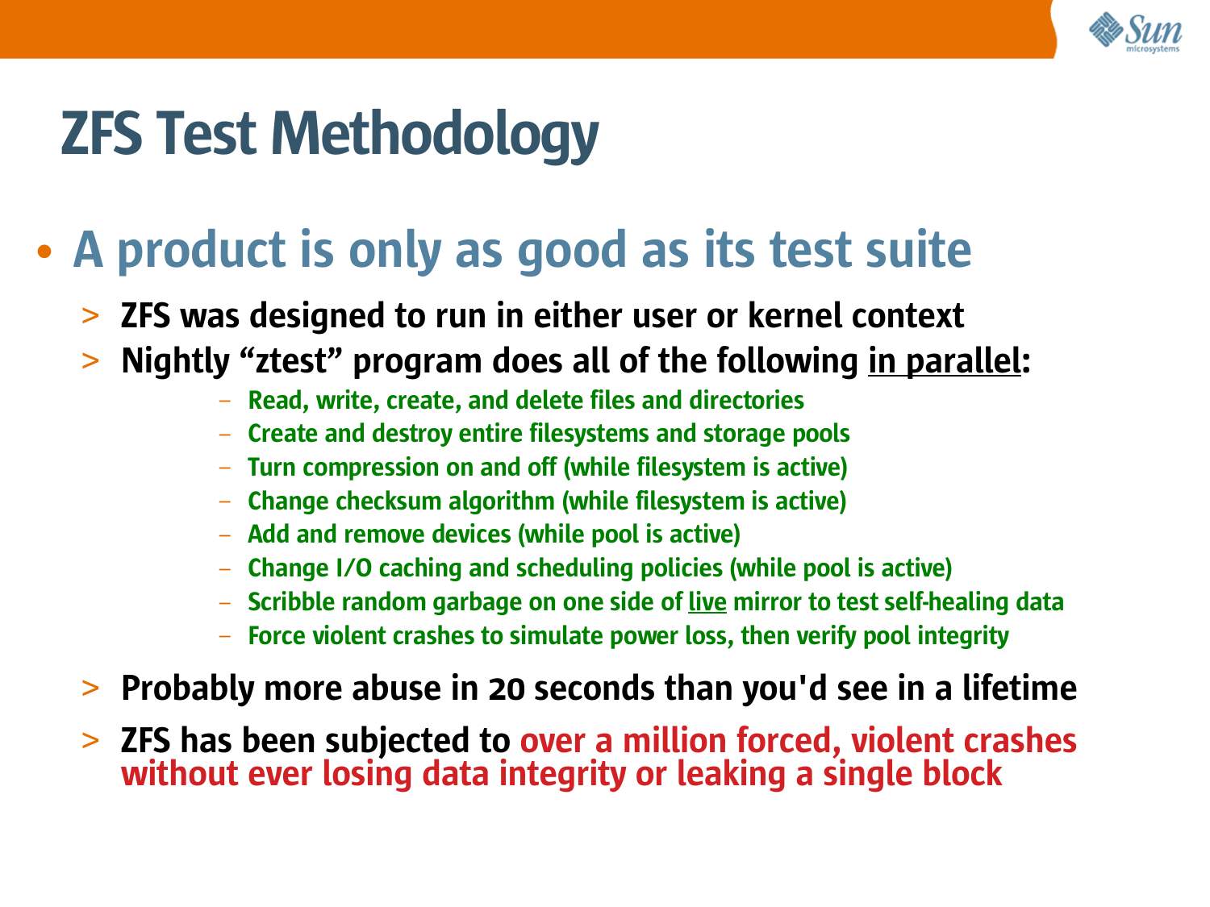# ZFS Test Methodology

- **A product is only as good as its test suite**
  - **ZFS was designed to run in either user or kernel context**
  - **Nightly "ztest" program does all of the following <u>in parallel</u>:**
    - Read, write, create, and delete files and directories
    - Create and destroy entire filesystems and storage pools
    - Turn compression on and off (while filesystem is active)
    - Change checksum algorithm (while filesystem is active)
    - Add and remove devices (while pool is active)
    - Change I/O caching and scheduling policies (while pool is active)
    - Scribble random garbage on one side of <u>live</u> mirror to test self-healing data
    - Force violent crashes to simulate power loss, then verify pool integrity
  - **Probably more abuse in 20 seconds than you'd see in a lifetime**
  - **ZFS has been subjected to over a million forced, violent crashes without ever losing data integrity or leaking a single block**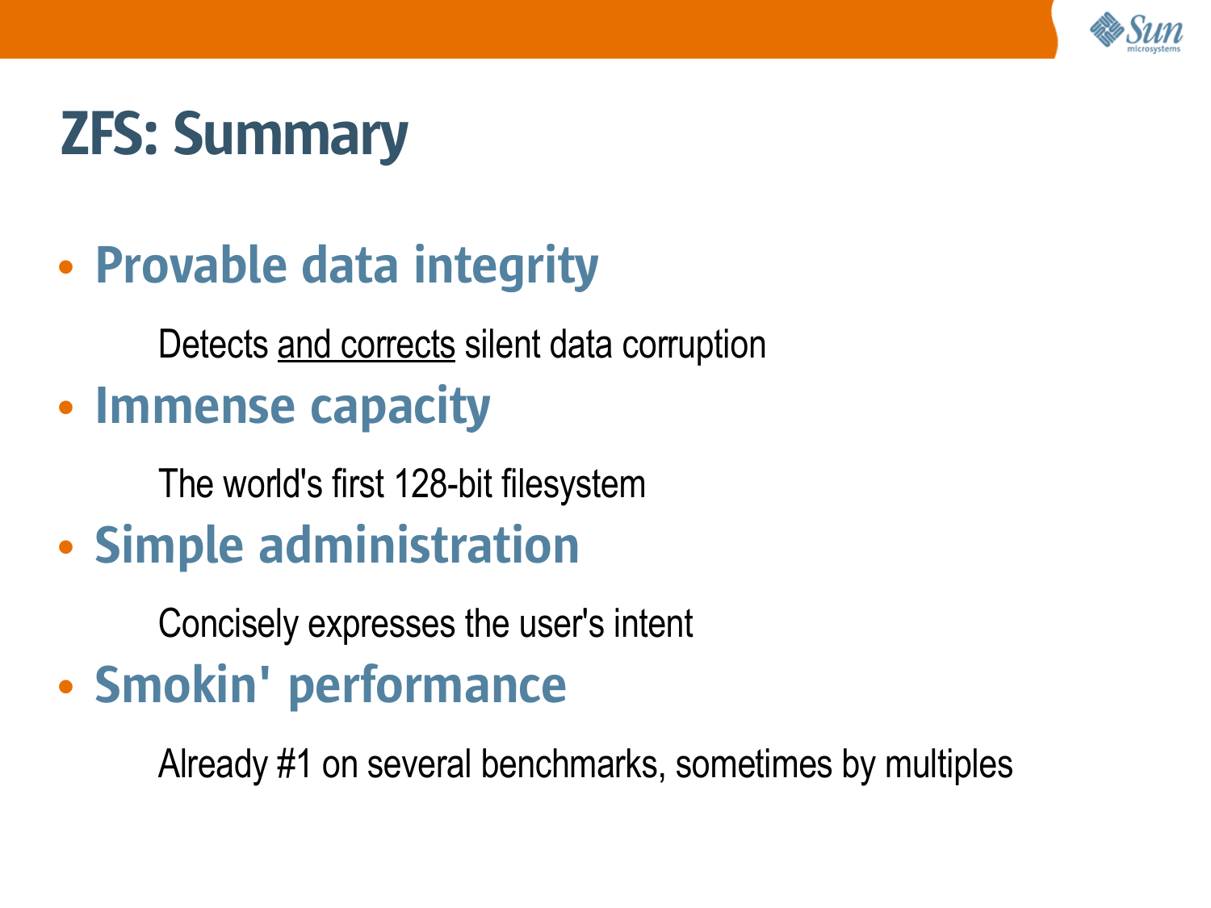# ZFS: Summary

- **Provable data integrity**

  Detects <u>and corrects</u> silent data corruption

- **Immense capacity**

  The world's first 128-bit filesystem

- **Simple administration**

  Concisely expresses the user's intent

- **Smokin' performance**

  Already #1 on several benchmarks, sometimes by multiples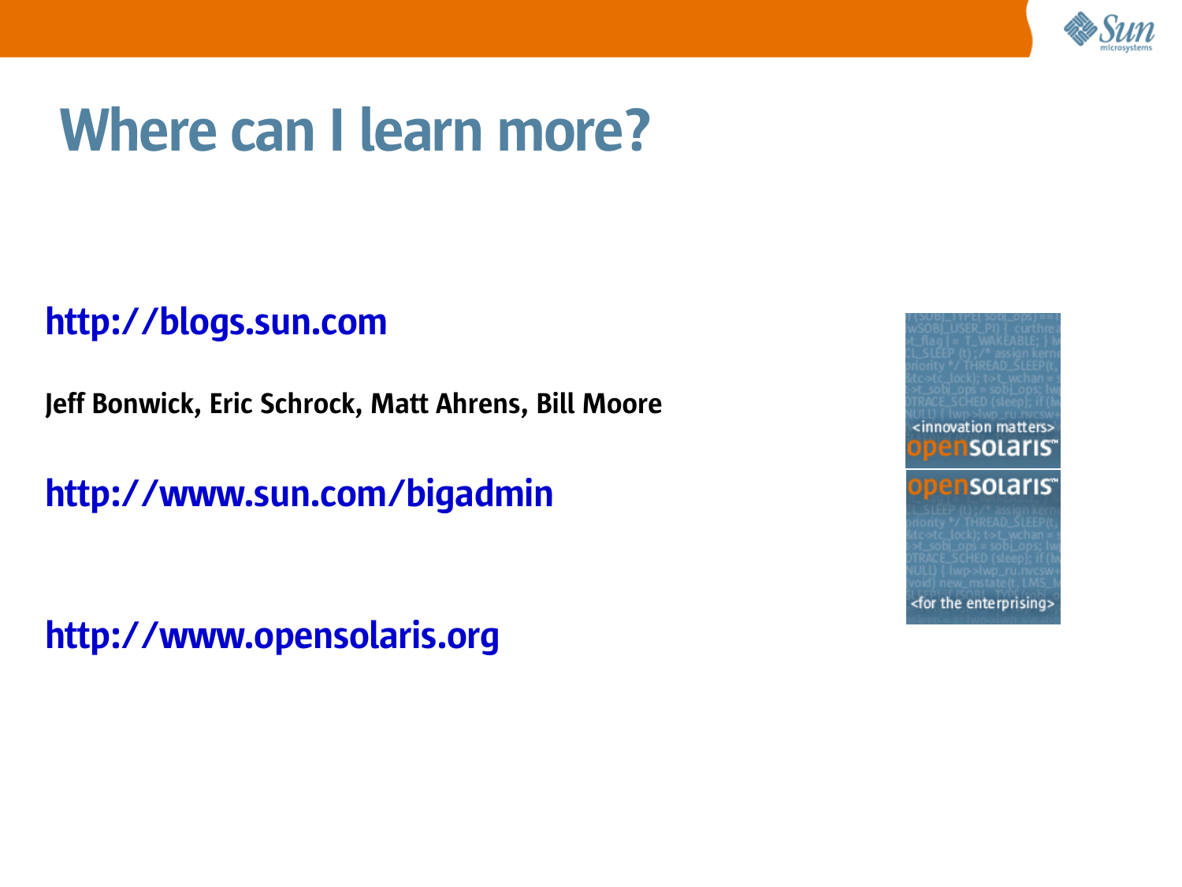# Where can I learn more?

**http://blogs.sun.com**

**Jeff Bonwick, Eric Schrock, Matt Ahrens, Bill Moore**

**http://www.sun.com/bigadmin**

**http://www.opensolaris.org**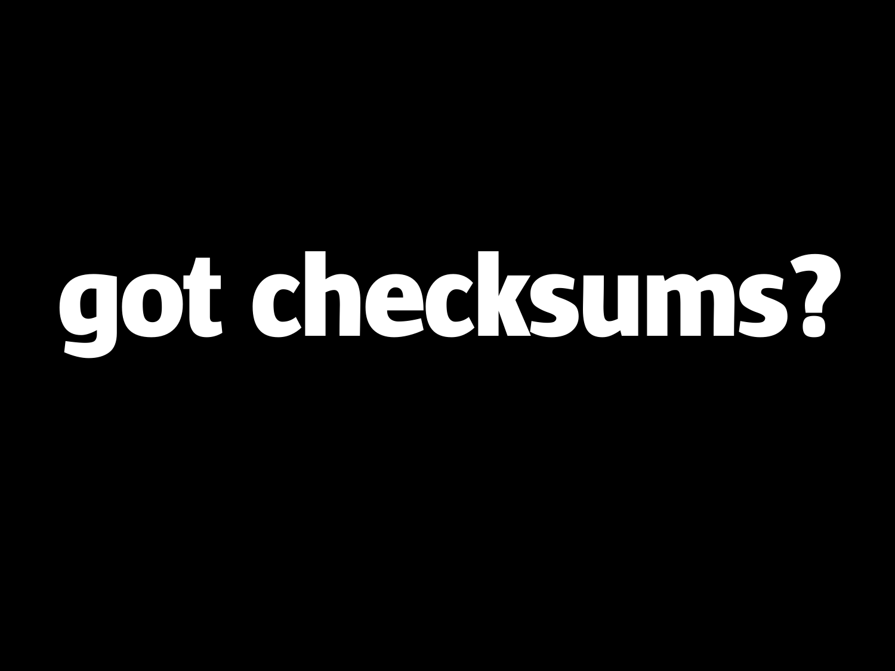# got checksums?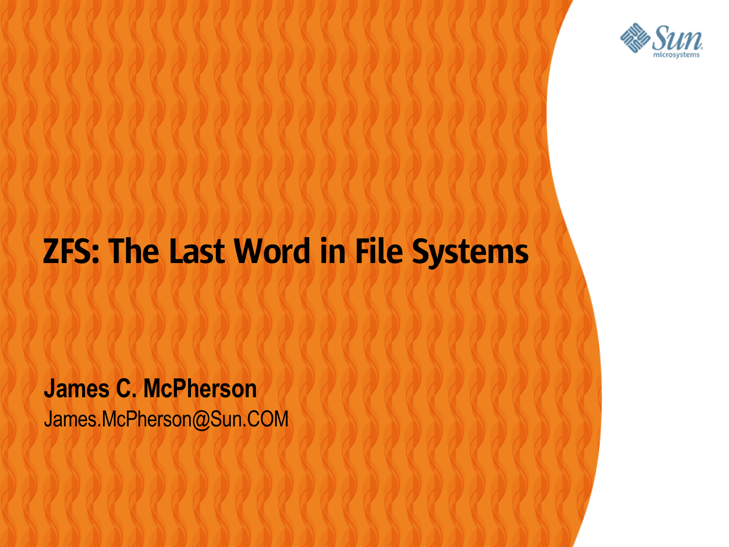# ZFS: The Last Word in File Systems

**James C. McPherson**

James.McPherson@Sun.COM